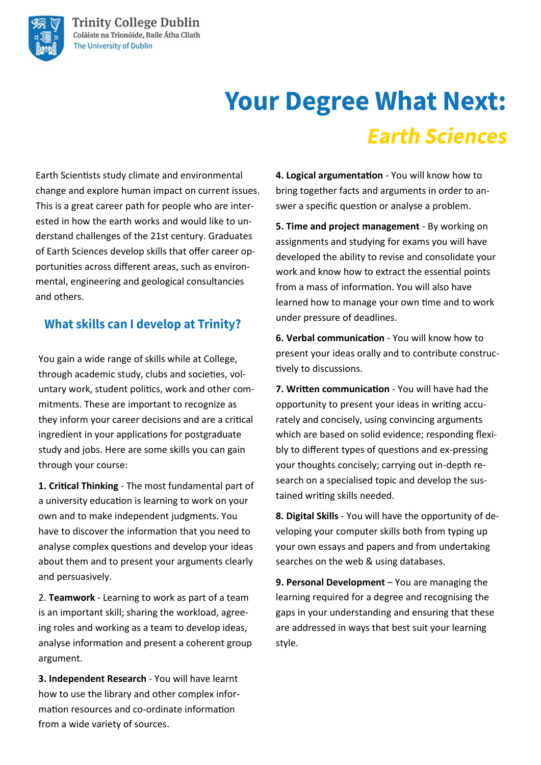Trinity College Dublin
Coláiste na Tríonóide, Baile Átha Cliath
The University of Dublin

# Your Degree What Next:

## *Earth Sciences*

Earth Scientists study climate and environmental change and explore human impact on current issues. This is a great career path for people who are interested in how the earth works and would like to understand challenges of the 21st century. Graduates of Earth Sciences develop skills that offer career opportunities across different areas, such as environmental, engineering and geological consultancies and others.

### What skills can I develop at Trinity?

You gain a wide range of skills while at College, through academic study, clubs and societies, voluntary work, student politics, work and other commitments. These are important to recognize as they inform your career decisions and are a critical ingredient in your applications for postgraduate study and jobs. Here are some skills you can gain through your course:

**1. Critical Thinking** - The most fundamental part of a university education is learning to work on your own and to make independent judgments. You have to discover the information that you need to analyse complex questions and develop your ideas about them and to present your arguments clearly and persuasively.

2. **Teamwork** - Learning to work as part of a team is an important skill; sharing the workload, agreeing roles and working as a team to develop ideas, analyse information and present a coherent group argument.

**3. Independent Research** - You will have learnt how to use the library and other complex information resources and co-ordinate information from a wide variety of sources.

**4. Logical argumentation** - You will know how to bring together facts and arguments in order to answer a specific question or analyse a problem.

**5. Time and project management** - By working on assignments and studying for exams you will have developed the ability to revise and consolidate your work and know how to extract the essential points from a mass of information. You will also have learned how to manage your own time and to work under pressure of deadlines.

**6. Verbal communication** - You will know how to present your ideas orally and to contribute constructively to discussions.

**7. Written communication** - You will have had the opportunity to present your ideas in writing accurately and concisely, using convincing arguments which are based on solid evidence; responding flexibly to different types of questions and ex-pressing your thoughts concisely; carrying out in-depth research on a specialised topic and develop the sustained writing skills needed.

**8. Digital Skills** - You will have the opportunity of developing your computer skills both from typing up your own essays and papers and from undertaking searches on the web & using databases.

**9. Personal Development** – You are managing the learning required for a degree and recognising the gaps in your understanding and ensuring that these are addressed in ways that best suit your learning style.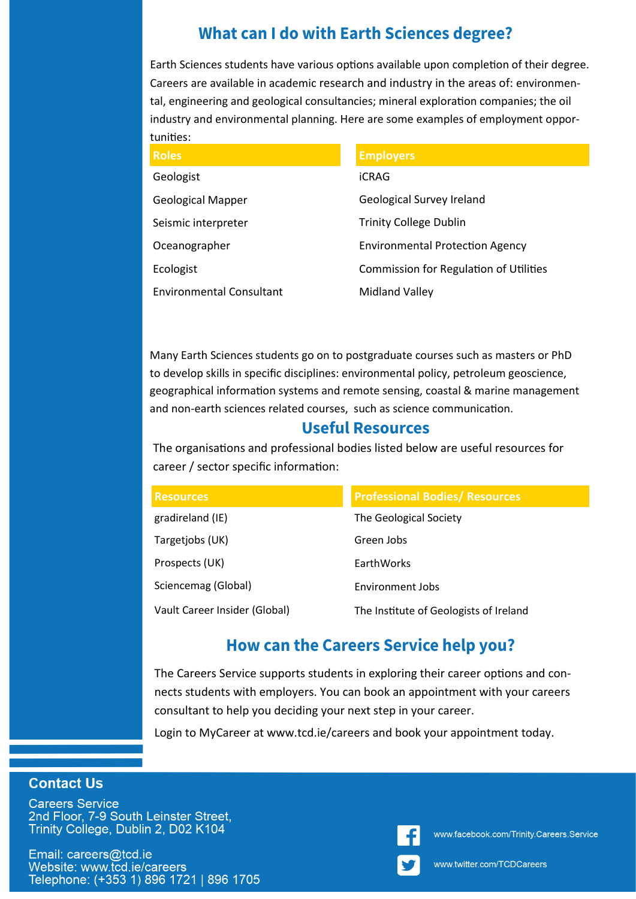## What can I do with Earth Sciences degree?

Earth Sciences students have various options available upon completion of their degree. Careers are available in academic research and industry in the areas of: environmental, engineering and geological consultancies; mineral exploration companies; the oil industry and environmental planning. Here are some examples of employment opportunities:

| Roles | Employers |
|---|---|
| Geologist | iCRAG |
| Geological Mapper | Geological Survey Ireland |
| Seismic interpreter | Trinity College Dublin |
| Oceanographer | Environmental Protection Agency |
| Ecologist | Commission for Regulation of Utilities |
| Environmental Consultant | Midland Valley |

Many Earth Sciences students go on to postgraduate courses such as masters or PhD to develop skills in specific disciplines: environmental policy, petroleum geoscience, geographical information systems and remote sensing, coastal & marine management and non-earth sciences related courses, such as science communication.

## Useful Resources

The organisations and professional bodies listed below are useful resources for career / sector specific information:

| Resources | Professional Bodies/ Resources |
|---|---|
| gradireland (IE) | The Geological Society |
| Targetjobs (UK) | Green Jobs |
| Prospects (UK) | EarthWorks |
| Sciencemag (Global) | Environment Jobs |
| Vault Career Insider (Global) | The Institute of Geologists of Ireland |

## How can the Careers Service help you?

The Careers Service supports students in exploring their career options and connects students with employers. You can book an appointment with your careers consultant to help you deciding your next step in your career.

Login to MyCareer at www.tcd.ie/careers and book your appointment today.

### Contact Us

Careers Service
2nd Floor, 7-9 South Leinster Street,
Trinity College, Dublin 2, D02 K104

Email: careers@tcd.ie
Website: www.tcd.ie/careers
Telephone: (+353 1) 896 1721 | 896 1705

www.facebook.com/Trinity.Careers.Service

www.twitter.com/TCDCareers